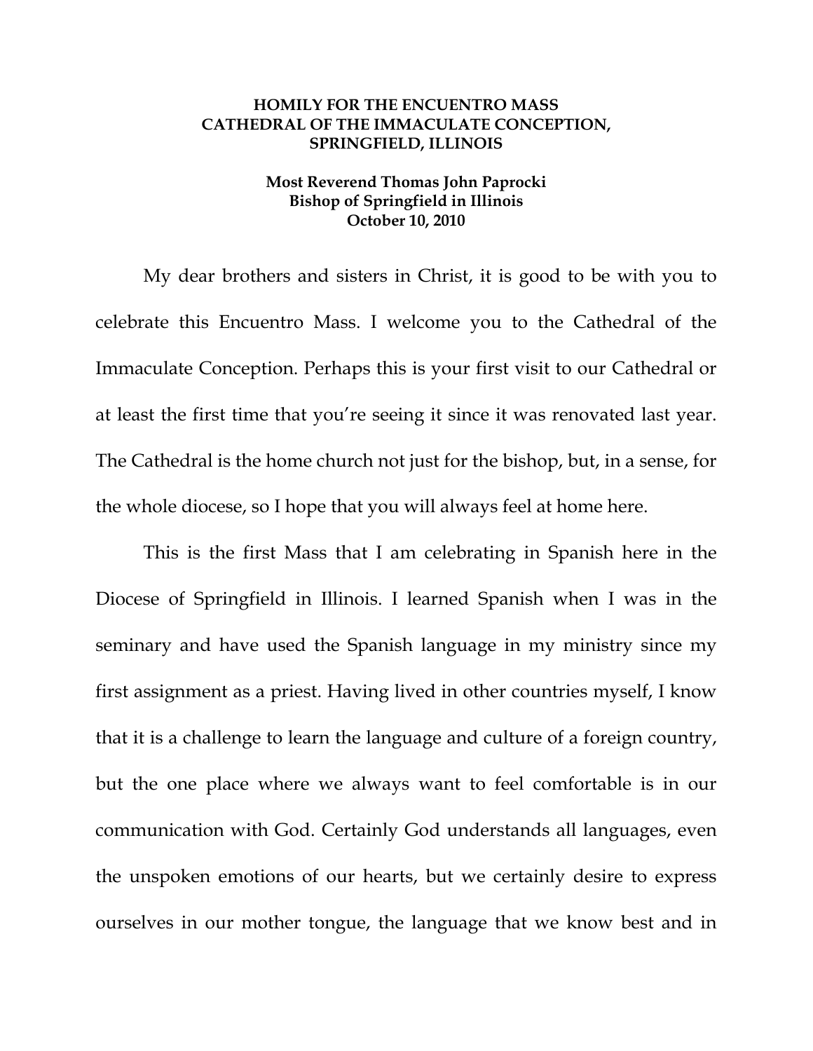**HOMILY FOR THE ENCUENTRO MASS**
**CATHEDRAL OF THE IMMACULATE CONCEPTION,**
**SPRINGFIELD, ILLINOIS**

**Most Reverend Thomas John Paprocki**
**Bishop of Springfield in Illinois**
**October 10, 2010**

My dear brothers and sisters in Christ, it is good to be with you to celebrate this Encuentro Mass. I welcome you to the Cathedral of the Immaculate Conception. Perhaps this is your first visit to our Cathedral or at least the first time that you're seeing it since it was renovated last year. The Cathedral is the home church not just for the bishop, but, in a sense, for the whole diocese, so I hope that you will always feel at home here.

This is the first Mass that I am celebrating in Spanish here in the Diocese of Springfield in Illinois. I learned Spanish when I was in the seminary and have used the Spanish language in my ministry since my first assignment as a priest. Having lived in other countries myself, I know that it is a challenge to learn the language and culture of a foreign country, but the one place where we always want to feel comfortable is in our communication with God. Certainly God understands all languages, even the unspoken emotions of our hearts, but we certainly desire to express ourselves in our mother tongue, the language that we know best and in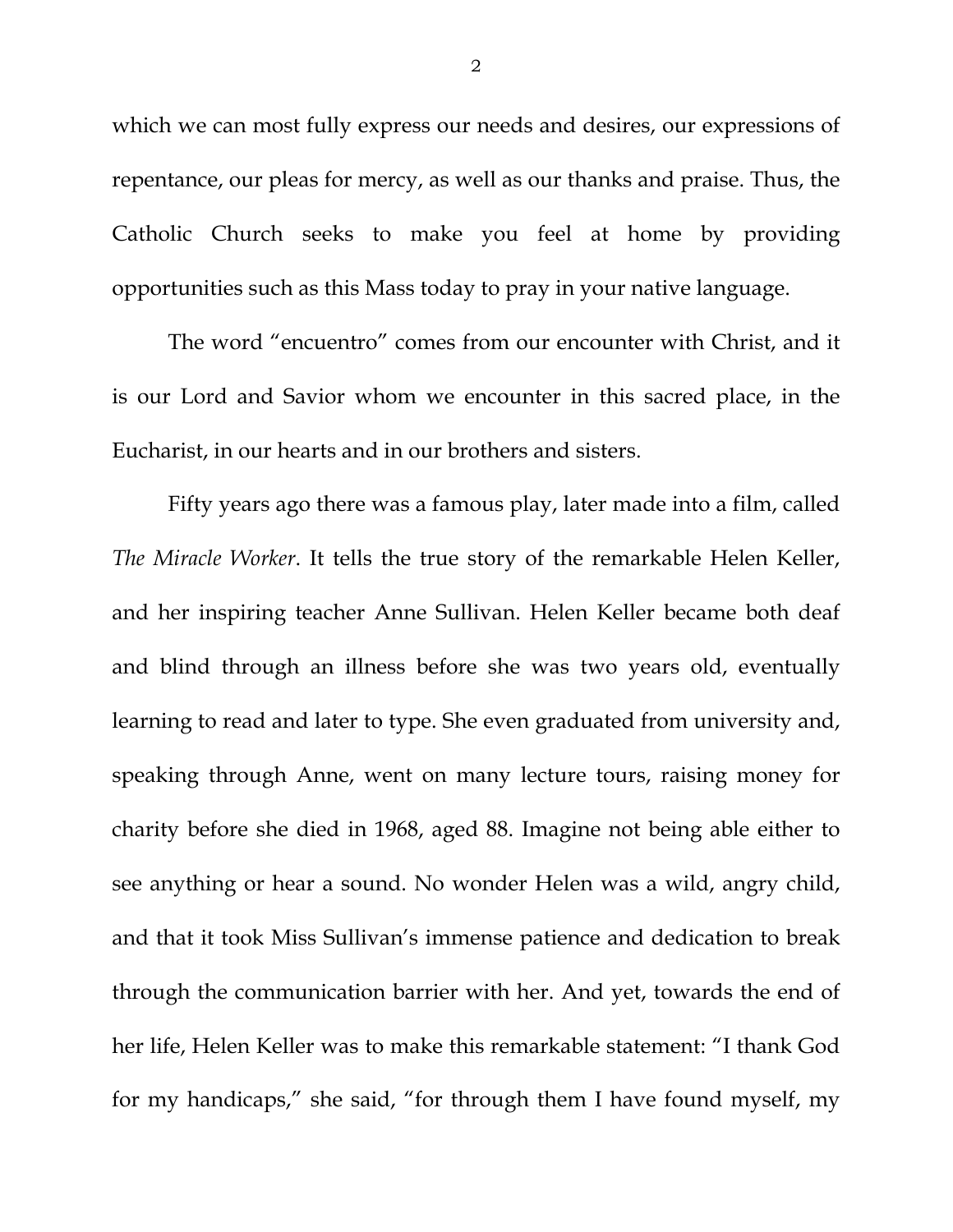which we can most fully express our needs and desires, our expressions of repentance, our pleas for mercy, as well as our thanks and praise. Thus, the Catholic Church seeks to make you feel at home by providing opportunities such as this Mass today to pray in your native language.

The word "encuentro" comes from our encounter with Christ, and it is our Lord and Savior whom we encounter in this sacred place, in the Eucharist, in our hearts and in our brothers and sisters.

Fifty years ago there was a famous play, later made into a film, called *The Miracle Worker*. It tells the true story of the remarkable Helen Keller, and her inspiring teacher Anne Sullivan. Helen Keller became both deaf and blind through an illness before she was two years old, eventually learning to read and later to type. She even graduated from university and, speaking through Anne, went on many lecture tours, raising money for charity before she died in 1968, aged 88. Imagine not being able either to see anything or hear a sound. No wonder Helen was a wild, angry child, and that it took Miss Sullivan's immense patience and dedication to break through the communication barrier with her. And yet, towards the end of her life, Helen Keller was to make this remarkable statement: "I thank God for my handicaps," she said, "for through them I have found myself, my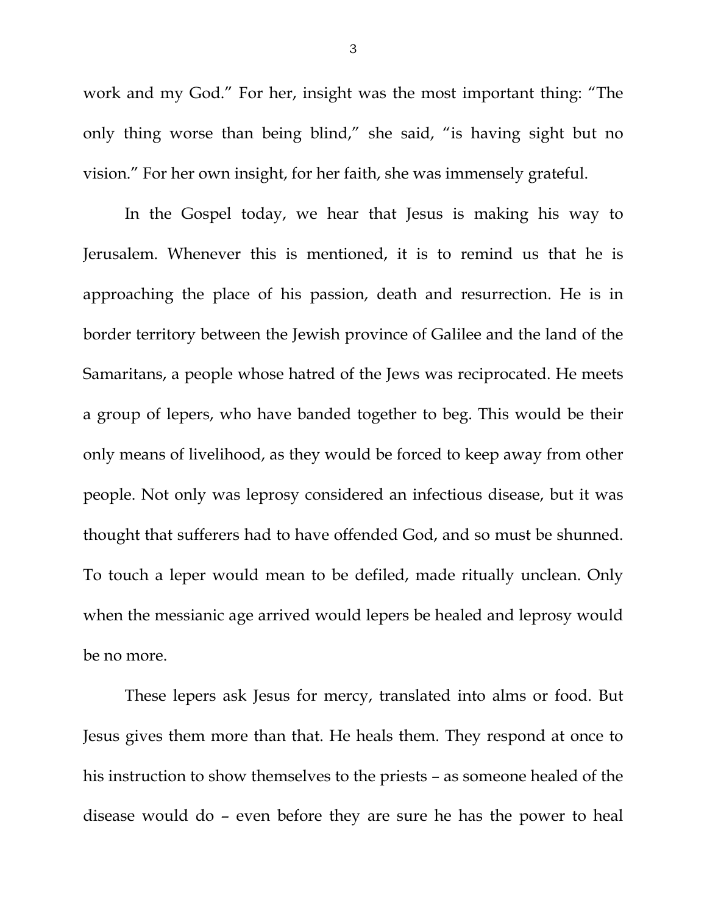work and my God." For her, insight was the most important thing: "The only thing worse than being blind," she said, "is having sight but no vision." For her own insight, for her faith, she was immensely grateful.

In the Gospel today, we hear that Jesus is making his way to Jerusalem. Whenever this is mentioned, it is to remind us that he is approaching the place of his passion, death and resurrection. He is in border territory between the Jewish province of Galilee and the land of the Samaritans, a people whose hatred of the Jews was reciprocated. He meets a group of lepers, who have banded together to beg. This would be their only means of livelihood, as they would be forced to keep away from other people. Not only was leprosy considered an infectious disease, but it was thought that sufferers had to have offended God, and so must be shunned. To touch a leper would mean to be defiled, made ritually unclean. Only when the messianic age arrived would lepers be healed and leprosy would be no more.

These lepers ask Jesus for mercy, translated into alms or food. But Jesus gives them more than that. He heals them. They respond at once to his instruction to show themselves to the priests – as someone healed of the disease would do – even before they are sure he has the power to heal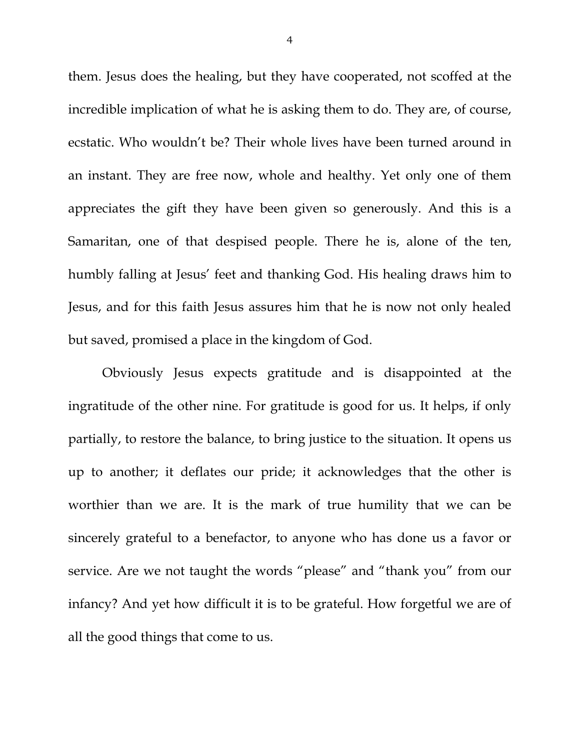them. Jesus does the healing, but they have cooperated, not scoffed at the incredible implication of what he is asking them to do. They are, of course, ecstatic. Who wouldn't be? Their whole lives have been turned around in an instant. They are free now, whole and healthy. Yet only one of them appreciates the gift they have been given so generously. And this is a Samaritan, one of that despised people. There he is, alone of the ten, humbly falling at Jesus' feet and thanking God. His healing draws him to Jesus, and for this faith Jesus assures him that he is now not only healed but saved, promised a place in the kingdom of God.

Obviously Jesus expects gratitude and is disappointed at the ingratitude of the other nine. For gratitude is good for us. It helps, if only partially, to restore the balance, to bring justice to the situation. It opens us up to another; it deflates our pride; it acknowledges that the other is worthier than we are. It is the mark of true humility that we can be sincerely grateful to a benefactor, to anyone who has done us a favor or service. Are we not taught the words "please" and "thank you" from our infancy? And yet how difficult it is to be grateful. How forgetful we are of all the good things that come to us.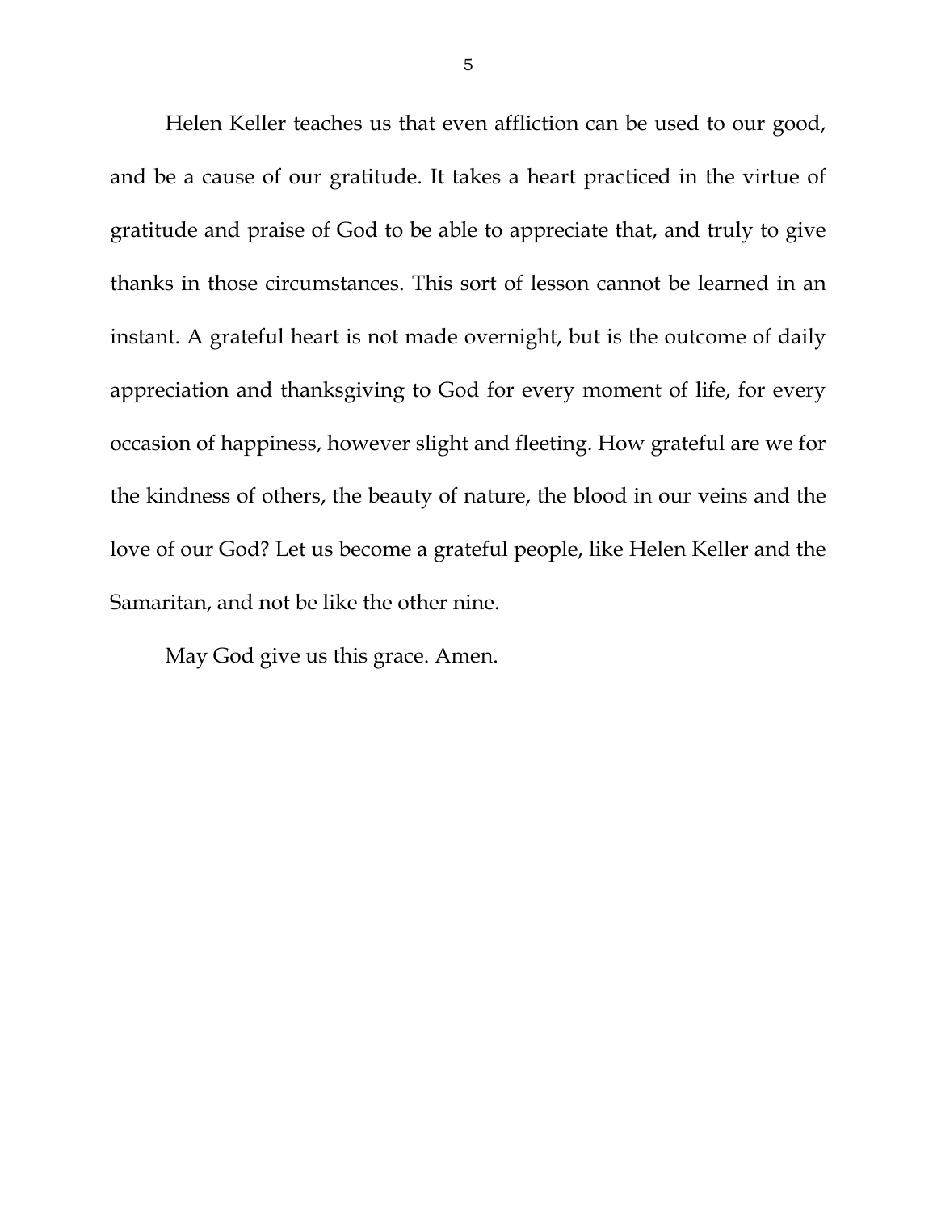Helen Keller teaches us that even affliction can be used to our good, and be a cause of our gratitude. It takes a heart practiced in the virtue of gratitude and praise of God to be able to appreciate that, and truly to give thanks in those circumstances. This sort of lesson cannot be learned in an instant. A grateful heart is not made overnight, but is the outcome of daily appreciation and thanksgiving to God for every moment of life, for every occasion of happiness, however slight and fleeting. How grateful are we for the kindness of others, the beauty of nature, the blood in our veins and the love of our God? Let us become a grateful people, like Helen Keller and the Samaritan, and not be like the other nine.

May God give us this grace. Amen.